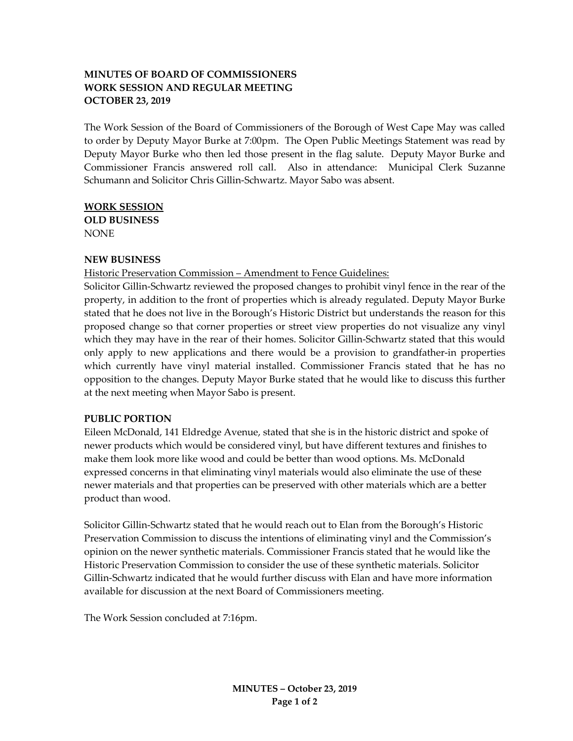**MINUTES OF BOARD OF COMMISSIONERS**
**WORK SESSION AND REGULAR MEETING**
**OCTOBER 23, 2019**

The Work Session of the Board of Commissioners of the Borough of West Cape May was called to order by Deputy Mayor Burke at 7:00pm. The Open Public Meetings Statement was read by Deputy Mayor Burke who then led those present in the flag salute. Deputy Mayor Burke and Commissioner Francis answered roll call. Also in attendance: Municipal Clerk Suzanne Schumann and Solicitor Chris Gillin-Schwartz. Mayor Sabo was absent.

**WORK SESSION**

**OLD BUSINESS**

NONE

**NEW BUSINESS**

Historic Preservation Commission – Amendment to Fence Guidelines:

Solicitor Gillin-Schwartz reviewed the proposed changes to prohibit vinyl fence in the rear of the property, in addition to the front of properties which is already regulated. Deputy Mayor Burke stated that he does not live in the Borough's Historic District but understands the reason for this proposed change so that corner properties or street view properties do not visualize any vinyl which they may have in the rear of their homes. Solicitor Gillin-Schwartz stated that this would only apply to new applications and there would be a provision to grandfather-in properties which currently have vinyl material installed. Commissioner Francis stated that he has no opposition to the changes. Deputy Mayor Burke stated that he would like to discuss this further at the next meeting when Mayor Sabo is present.

**PUBLIC PORTION**

Eileen McDonald, 141 Eldredge Avenue, stated that she is in the historic district and spoke of newer products which would be considered vinyl, but have different textures and finishes to make them look more like wood and could be better than wood options. Ms. McDonald expressed concerns in that eliminating vinyl materials would also eliminate the use of these newer materials and that properties can be preserved with other materials which are a better product than wood.

Solicitor Gillin-Schwartz stated that he would reach out to Elan from the Borough's Historic Preservation Commission to discuss the intentions of eliminating vinyl and the Commission's opinion on the newer synthetic materials. Commissioner Francis stated that he would like the Historic Preservation Commission to consider the use of these synthetic materials. Solicitor Gillin-Schwartz indicated that he would further discuss with Elan and have more information available for discussion at the next Board of Commissioners meeting.

The Work Session concluded at 7:16pm.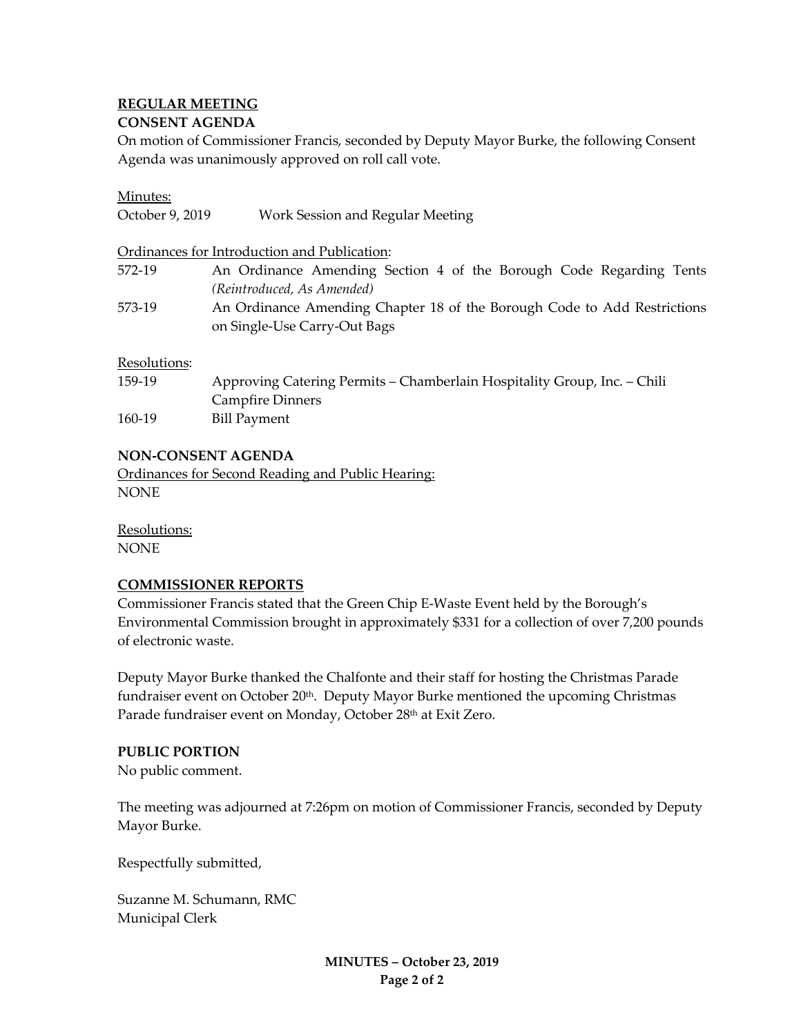## REGULAR MEETING

### CONSENT AGENDA

On motion of Commissioner Francis, seconded by Deputy Mayor Burke, the following Consent Agenda was unanimously approved on roll call vote.

Minutes:

| | |
|---|---|
| October 9, 2019 | Work Session and Regular Meeting |

Ordinances for Introduction and Publication:

| | |
|---|---|
| 572-19 | An Ordinance Amending Section 4 of the Borough Code Regarding Tents *(Reintroduced, As Amended)* |
| 573-19 | An Ordinance Amending Chapter 18 of the Borough Code to Add Restrictions on Single-Use Carry-Out Bags |

Resolutions:

| | |
|---|---|
| 159-19 | Approving Catering Permits – Chamberlain Hospitality Group, Inc. – Chili Campfire Dinners |
| 160-19 | Bill Payment |

### NON-CONSENT AGENDA

Ordinances for Second Reading and Public Hearing:
NONE

Resolutions:
NONE

## COMMISSIONER REPORTS

Commissioner Francis stated that the Green Chip E-Waste Event held by the Borough's Environmental Commission brought in approximately $331 for a collection of over 7,200 pounds of electronic waste.

Deputy Mayor Burke thanked the Chalfonte and their staff for hosting the Christmas Parade fundraiser event on October 20th. Deputy Mayor Burke mentioned the upcoming Christmas Parade fundraiser event on Monday, October 28th at Exit Zero.

## PUBLIC PORTION

No public comment.

The meeting was adjourned at 7:26pm on motion of Commissioner Francis, seconded by Deputy Mayor Burke.

Respectfully submitted,

Suzanne M. Schumann, RMC
Municipal Clerk

**MINUTES – October 23, 2019**